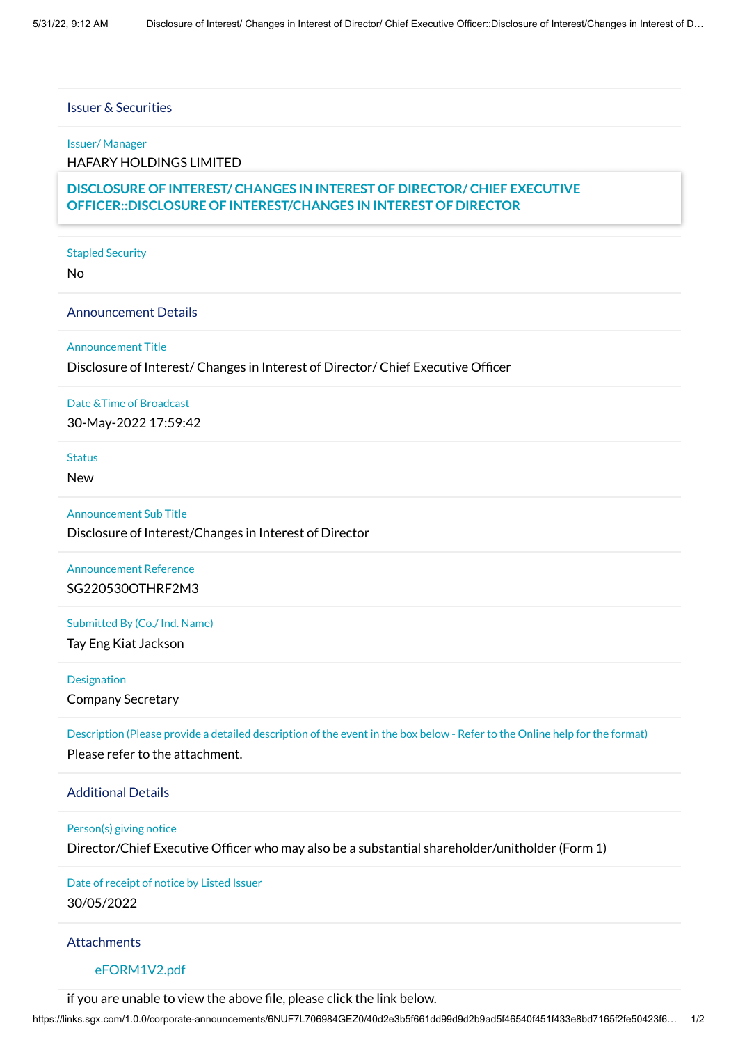## Issuer & Securities

**Issuer/ Manager**

HAFARY HOLDINGS LIMITED

**DISCLOSURE OF INTEREST/ CHANGES IN INTEREST OF DIRECTOR/ CHIEF EXECUTIVE OFFICER::DISCLOSURE OF INTEREST/CHANGES IN INTEREST OF DIRECTOR**

**Stapled Security**

No

## Announcement Details

**Announcement Title**

Disclosure of Interest/ Changes in Interest of Director/ Chief Executive Officer

**Date &Time of Broadcast**

30-May-2022 17:59:42

**Status**

New

**Announcement Sub Title**

Disclosure of Interest/Changes in Interest of Director

**Announcement Reference**

SG220530OTHRF2M3

**Submitted By (Co./ Ind. Name)**

Tay Eng Kiat Jackson

**Designation**

Company Secretary

**Description (Please provide a detailed description of the event in the box below - Refer to the Online help for the format)**

Please refer to the attachment.

## Additional Details

**Person(s) giving notice**

Director/Chief Executive Officer who may also be a substantial shareholder/unitholder (Form 1)

**Date of receipt of notice by Listed Issuer**

30/05/2022

## Attachments

eFORM1V2.pdf

if you are unable to view the above file, please click the link below.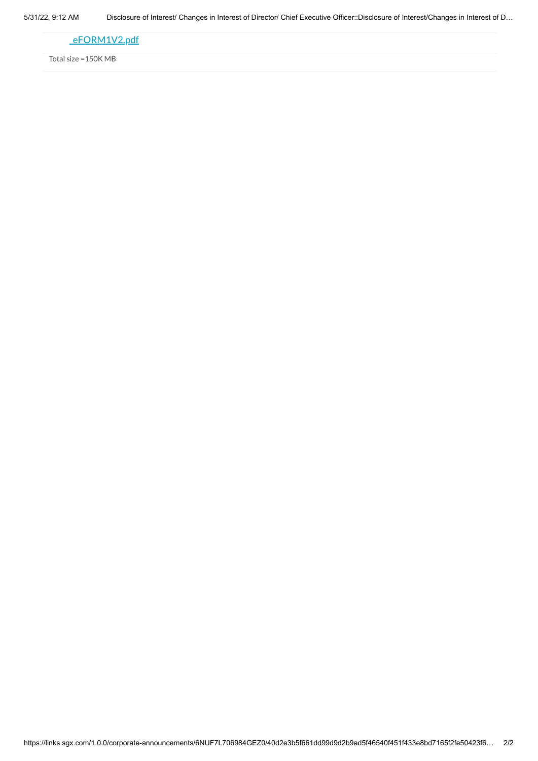_eFORM1V2.pdf

Total size =150K MB